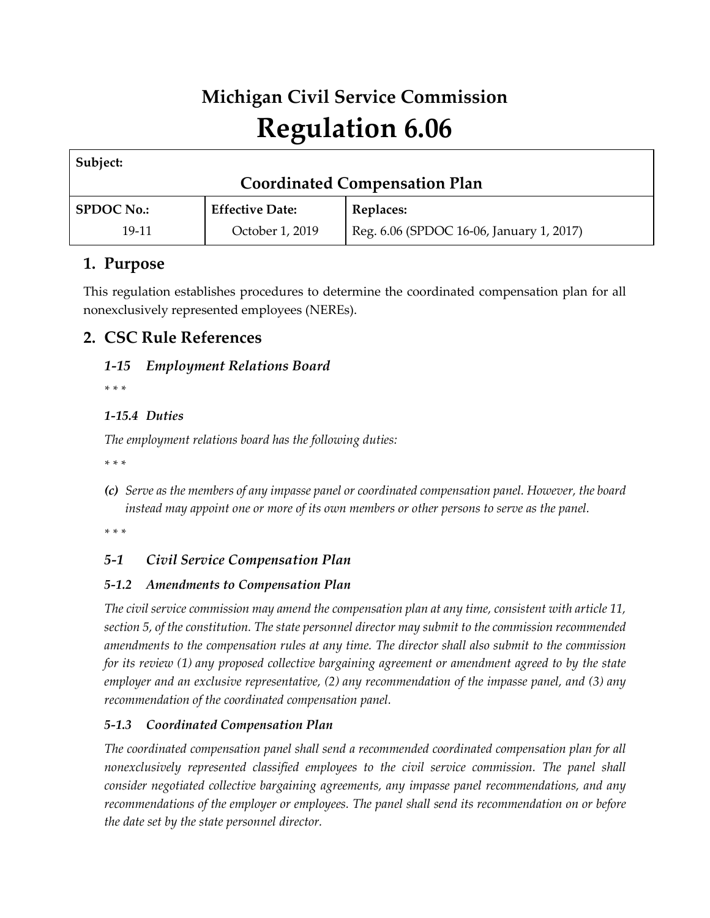# Michigan Civil Service Commission
# Regulation 6.06

| **Subject:** | | |
|---|---|---|
| **Coordinated Compensation Plan** | | |
| **SPDOC No.:** | **Effective Date:** | **Replaces:** |
| 19-11 | October 1, 2019 | Reg. 6.06 (SPDOC 16-06, January 1, 2017) |

## 1. Purpose

This regulation establishes procedures to determine the coordinated compensation plan for all nonexclusively represented employees (NEREs).

## 2. CSC Rule References

### *1-15 Employment Relations Board*

*\* \* \**

#### *1-15.4 Duties*

*The employment relations board has the following duties:*

*\* \* \**

***(c)*** *Serve as the members of any impasse panel or coordinated compensation panel. However, the board instead may appoint one or more of its own members or other persons to serve as the panel.*

*\* \* \**

### *5-1 Civil Service Compensation Plan*

#### *5-1.2 Amendments to Compensation Plan*

*The civil service commission may amend the compensation plan at any time, consistent with article 11, section 5, of the constitution. The state personnel director may submit to the commission recommended amendments to the compensation rules at any time. The director shall also submit to the commission for its review (1) any proposed collective bargaining agreement or amendment agreed to by the state employer and an exclusive representative, (2) any recommendation of the impasse panel, and (3) any recommendation of the coordinated compensation panel.*

#### *5-1.3 Coordinated Compensation Plan*

*The coordinated compensation panel shall send a recommended coordinated compensation plan for all nonexclusively represented classified employees to the civil service commission. The panel shall consider negotiated collective bargaining agreements, any impasse panel recommendations, and any recommendations of the employer or employees. The panel shall send its recommendation on or before the date set by the state personnel director.*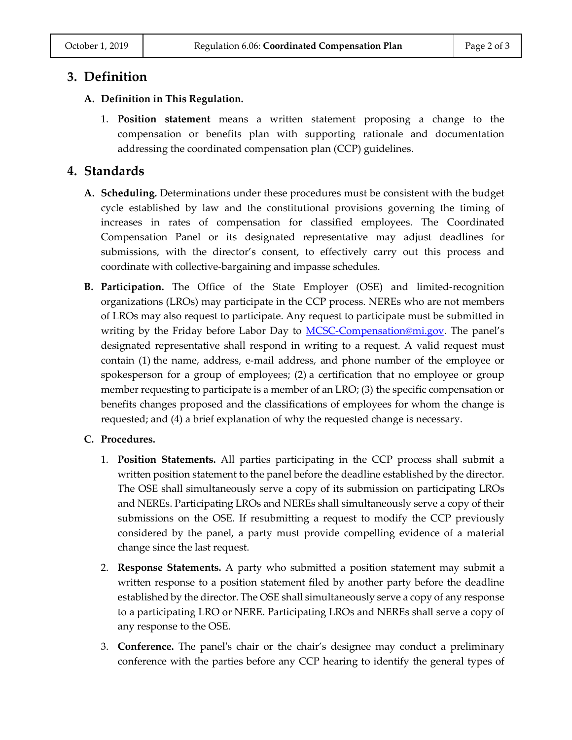## 3. Definition

### A. Definition in This Regulation.

1. **Position statement** means a written statement proposing a change to the compensation or benefits plan with supporting rationale and documentation addressing the coordinated compensation plan (CCP) guidelines.

## 4. Standards

**A. Scheduling.** Determinations under these procedures must be consistent with the budget cycle established by law and the constitutional provisions governing the timing of increases in rates of compensation for classified employees. The Coordinated Compensation Panel or its designated representative may adjust deadlines for submissions, with the director's consent, to effectively carry out this process and coordinate with collective-bargaining and impasse schedules.

**B. Participation.** The Office of the State Employer (OSE) and limited-recognition organizations (LROs) may participate in the CCP process. NEREs who are not members of LROs may also request to participate. Any request to participate must be submitted in writing by the Friday before Labor Day to [MCSC-Compensation@mi.gov](mailto:MCSC-Compensation@mi.gov). The panel's designated representative shall respond in writing to a request. A valid request must contain (1) the name, address, e-mail address, and phone number of the employee or spokesperson for a group of employees; (2) a certification that no employee or group member requesting to participate is a member of an LRO; (3) the specific compensation or benefits changes proposed and the classifications of employees for whom the change is requested; and (4) a brief explanation of why the requested change is necessary.

**C. Procedures.**

1. **Position Statements.** All parties participating in the CCP process shall submit a written position statement to the panel before the deadline established by the director. The OSE shall simultaneously serve a copy of its submission on participating LROs and NEREs. Participating LROs and NEREs shall simultaneously serve a copy of their submissions on the OSE. If resubmitting a request to modify the CCP previously considered by the panel, a party must provide compelling evidence of a material change since the last request.

2. **Response Statements.** A party who submitted a position statement may submit a written response to a position statement filed by another party before the deadline established by the director. The OSE shall simultaneously serve a copy of any response to a participating LRO or NERE. Participating LROs and NEREs shall serve a copy of any response to the OSE.

3. **Conference.** The panel's chair or the chair's designee may conduct a preliminary conference with the parties before any CCP hearing to identify the general types of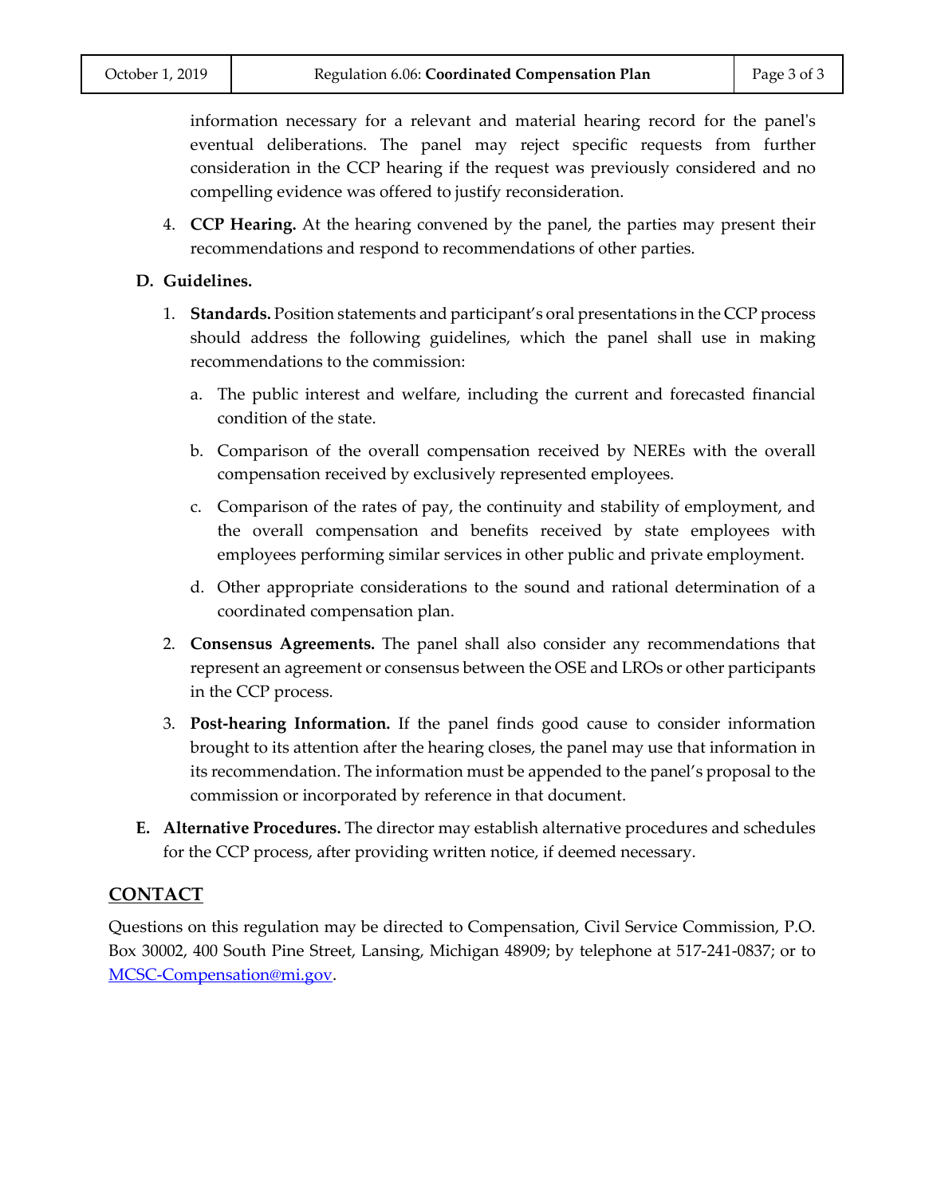information necessary for a relevant and material hearing record for the panel's eventual deliberations. The panel may reject specific requests from further consideration in the CCP hearing if the request was previously considered and no compelling evidence was offered to justify reconsideration.

4. **CCP Hearing.** At the hearing convened by the panel, the parties may present their recommendations and respond to recommendations of other parties.

**D. Guidelines.**

1. **Standards.** Position statements and participant's oral presentations in the CCP process should address the following guidelines, which the panel shall use in making recommendations to the commission:

   a. The public interest and welfare, including the current and forecasted financial condition of the state.

   b. Comparison of the overall compensation received by NEREs with the overall compensation received by exclusively represented employees.

   c. Comparison of the rates of pay, the continuity and stability of employment, and the overall compensation and benefits received by state employees with employees performing similar services in other public and private employment.

   d. Other appropriate considerations to the sound and rational determination of a coordinated compensation plan.

2. **Consensus Agreements.** The panel shall also consider any recommendations that represent an agreement or consensus between the OSE and LROs or other participants in the CCP process.

3. **Post-hearing Information.** If the panel finds good cause to consider information brought to its attention after the hearing closes, the panel may use that information in its recommendation. The information must be appended to the panel's proposal to the commission or incorporated by reference in that document.

**E. Alternative Procedures.** The director may establish alternative procedures and schedules for the CCP process, after providing written notice, if deemed necessary.

## CONTACT

Questions on this regulation may be directed to Compensation, Civil Service Commission, P.O. Box 30002, 400 South Pine Street, Lansing, Michigan 48909; by telephone at 517-241-0837; or to MCSC-Compensation@mi.gov.